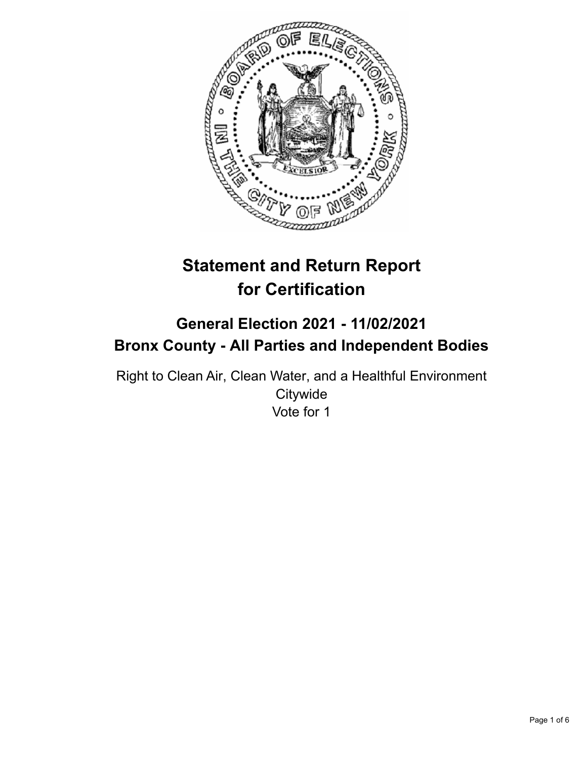# Statement and Return Report for Certification

## General Election 2021 - 11/02/2021
## Bronx County - All Parties and Independent Bodies

Right to Clean Air, Clean Water, and a Healthful Environment
Citywide
Vote for 1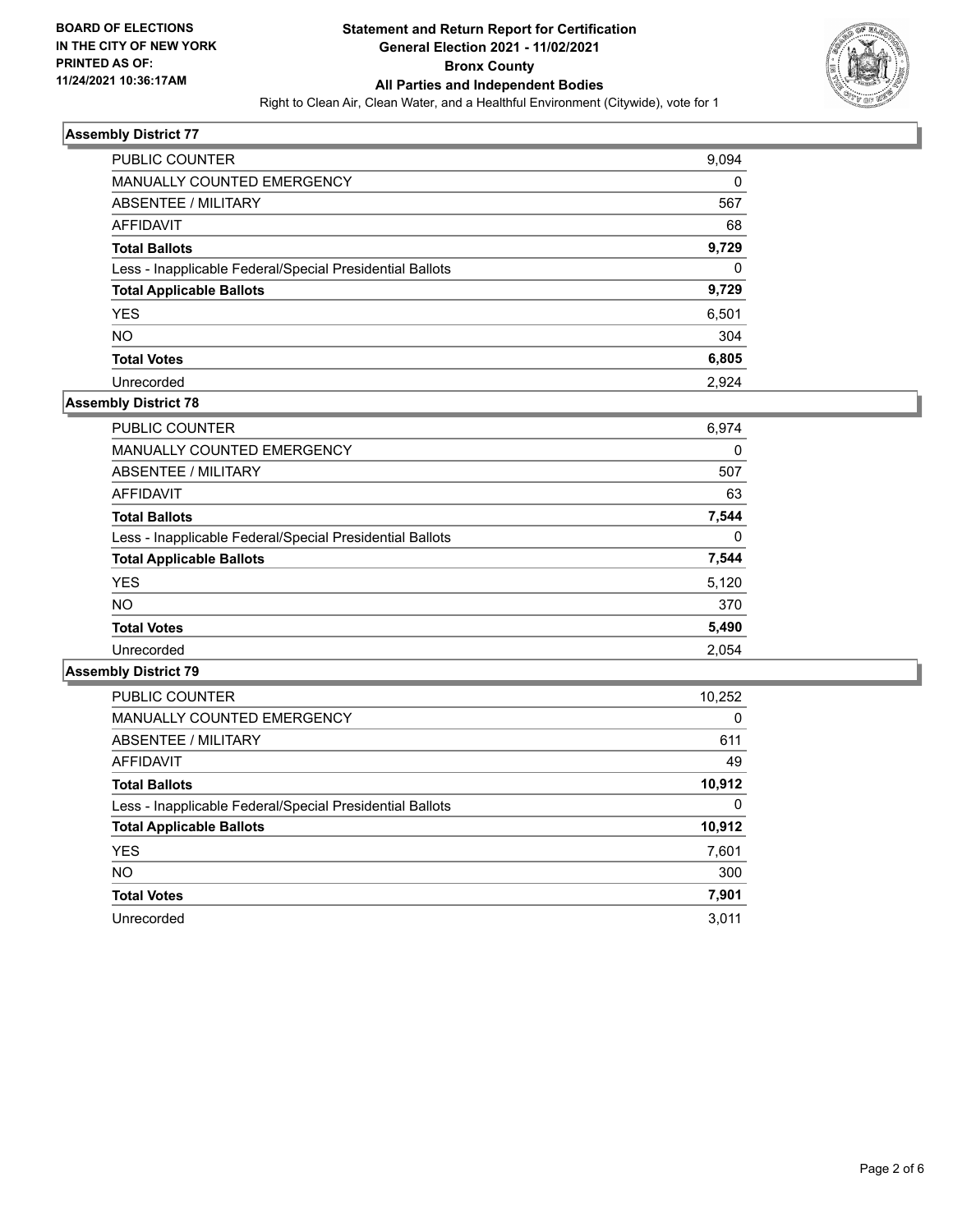BOARD OF ELECTIONS
IN THE CITY OF NEW YORK
PRINTED AS OF:
11/24/2021 10:36:17AM

# Statement and Return Report for Certification
## General Election 2021 - 11/02/2021
## Bronx County
## All Parties and Independent Bodies

Right to Clean Air, Clean Water, and a Healthful Environment (Citywide), vote for 1

### Assembly District 77

| | |
|---|---|
| PUBLIC COUNTER | 9,094 |
| MANUALLY COUNTED EMERGENCY | 0 |
| ABSENTEE / MILITARY | 567 |
| AFFIDAVIT | 68 |
| **Total Ballots** | **9,729** |
| Less - Inapplicable Federal/Special Presidential Ballots | 0 |
| **Total Applicable Ballots** | **9,729** |
| YES | 6,501 |
| NO | 304 |
| **Total Votes** | **6,805** |
| Unrecorded | 2,924 |

### Assembly District 78

| | |
|---|---|
| PUBLIC COUNTER | 6,974 |
| MANUALLY COUNTED EMERGENCY | 0 |
| ABSENTEE / MILITARY | 507 |
| AFFIDAVIT | 63 |
| **Total Ballots** | **7,544** |
| Less - Inapplicable Federal/Special Presidential Ballots | 0 |
| **Total Applicable Ballots** | **7,544** |
| YES | 5,120 |
| NO | 370 |
| **Total Votes** | **5,490** |
| Unrecorded | 2,054 |

### Assembly District 79

| | |
|---|---|
| PUBLIC COUNTER | 10,252 |
| MANUALLY COUNTED EMERGENCY | 0 |
| ABSENTEE / MILITARY | 611 |
| AFFIDAVIT | 49 |
| **Total Ballots** | **10,912** |
| Less - Inapplicable Federal/Special Presidential Ballots | 0 |
| **Total Applicable Ballots** | **10,912** |
| YES | 7,601 |
| NO | 300 |
| **Total Votes** | **7,901** |
| Unrecorded | 3,011 |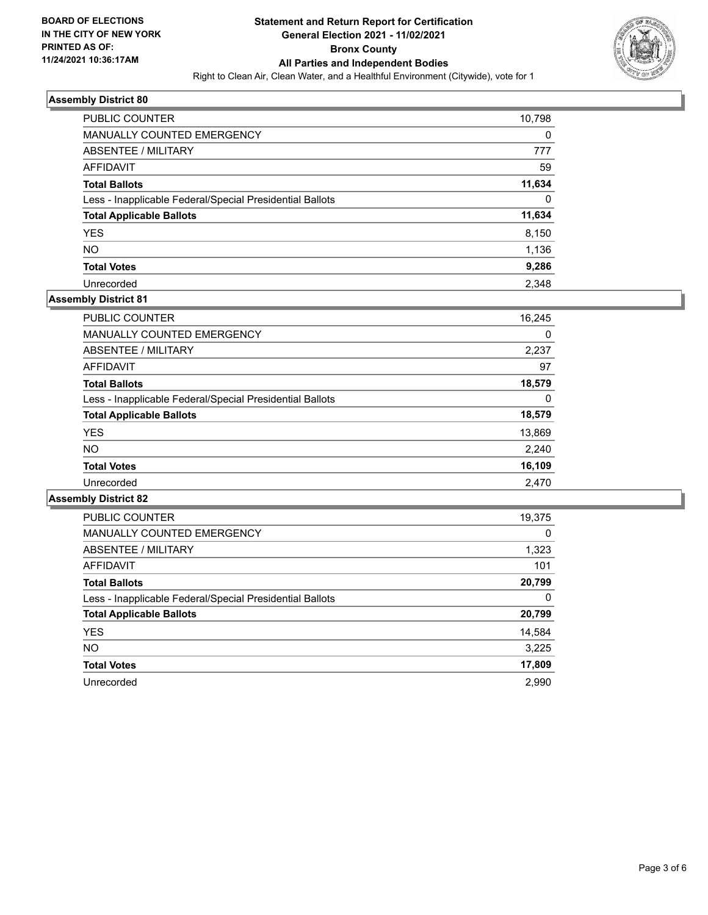**BOARD OF ELECTIONS IN THE CITY OF NEW YORK PRINTED AS OF: 11/24/2021 10:36:17AM**

# Statement and Return Report for Certification
## General Election 2021 - 11/02/2021
## Bronx County
## All Parties and Independent Bodies

Right to Clean Air, Clean Water, and a Healthful Environment (Citywide), vote for 1

### Assembly District 80

| | |
|---|---|
| PUBLIC COUNTER | 10,798 |
| MANUALLY COUNTED EMERGENCY | 0 |
| ABSENTEE / MILITARY | 777 |
| AFFIDAVIT | 59 |
| **Total Ballots** | **11,634** |
| Less - Inapplicable Federal/Special Presidential Ballots | 0 |
| **Total Applicable Ballots** | **11,634** |
| YES | 8,150 |
| NO | 1,136 |
| **Total Votes** | **9,286** |
| Unrecorded | 2,348 |

### Assembly District 81

| | |
|---|---|
| PUBLIC COUNTER | 16,245 |
| MANUALLY COUNTED EMERGENCY | 0 |
| ABSENTEE / MILITARY | 2,237 |
| AFFIDAVIT | 97 |
| **Total Ballots** | **18,579** |
| Less - Inapplicable Federal/Special Presidential Ballots | 0 |
| **Total Applicable Ballots** | **18,579** |
| YES | 13,869 |
| NO | 2,240 |
| **Total Votes** | **16,109** |
| Unrecorded | 2,470 |

### Assembly District 82

| | |
|---|---|
| PUBLIC COUNTER | 19,375 |
| MANUALLY COUNTED EMERGENCY | 0 |
| ABSENTEE / MILITARY | 1,323 |
| AFFIDAVIT | 101 |
| **Total Ballots** | **20,799** |
| Less - Inapplicable Federal/Special Presidential Ballots | 0 |
| **Total Applicable Ballots** | **20,799** |
| YES | 14,584 |
| NO | 3,225 |
| **Total Votes** | **17,809** |
| Unrecorded | 2,990 |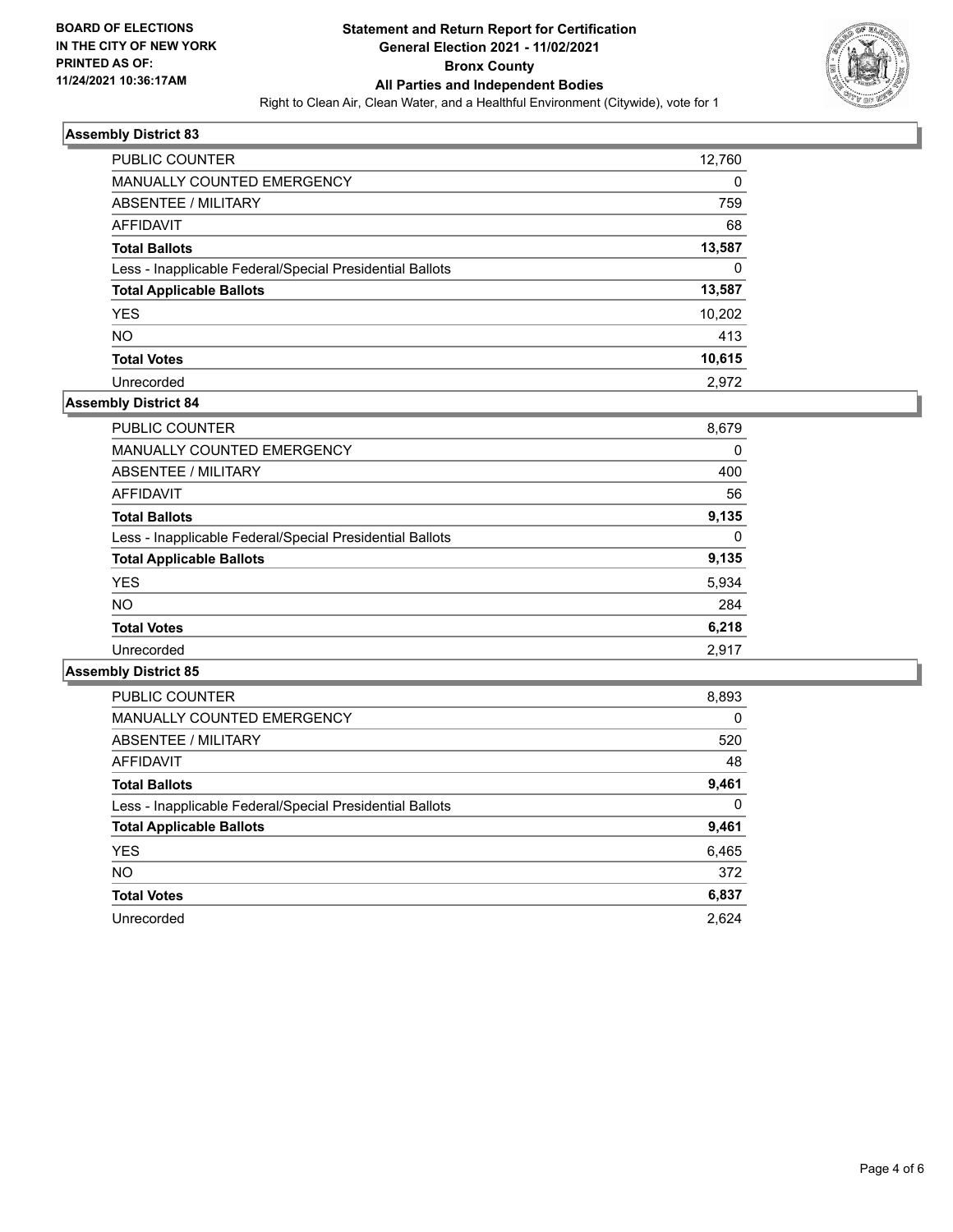**BOARD OF ELECTIONS IN THE CITY OF NEW YORK PRINTED AS OF: 11/24/2021 10:36:17AM**

# Statement and Return Report for Certification
## General Election 2021 - 11/02/2021
## Bronx County
## All Parties and Independent Bodies

Right to Clean Air, Clean Water, and a Healthful Environment (Citywide), vote for 1

### Assembly District 83

| | |
|---|---|
| PUBLIC COUNTER | 12,760 |
| MANUALLY COUNTED EMERGENCY | 0 |
| ABSENTEE / MILITARY | 759 |
| AFFIDAVIT | 68 |
| **Total Ballots** | **13,587** |
| Less - Inapplicable Federal/Special Presidential Ballots | 0 |
| **Total Applicable Ballots** | **13,587** |
| YES | 10,202 |
| NO | 413 |
| **Total Votes** | **10,615** |
| Unrecorded | 2,972 |

### Assembly District 84

| | |
|---|---|
| PUBLIC COUNTER | 8,679 |
| MANUALLY COUNTED EMERGENCY | 0 |
| ABSENTEE / MILITARY | 400 |
| AFFIDAVIT | 56 |
| **Total Ballots** | **9,135** |
| Less - Inapplicable Federal/Special Presidential Ballots | 0 |
| **Total Applicable Ballots** | **9,135** |
| YES | 5,934 |
| NO | 284 |
| **Total Votes** | **6,218** |
| Unrecorded | 2,917 |

### Assembly District 85

| | |
|---|---|
| PUBLIC COUNTER | 8,893 |
| MANUALLY COUNTED EMERGENCY | 0 |
| ABSENTEE / MILITARY | 520 |
| AFFIDAVIT | 48 |
| **Total Ballots** | **9,461** |
| Less - Inapplicable Federal/Special Presidential Ballots | 0 |
| **Total Applicable Ballots** | **9,461** |
| YES | 6,465 |
| NO | 372 |
| **Total Votes** | **6,837** |
| Unrecorded | 2,624 |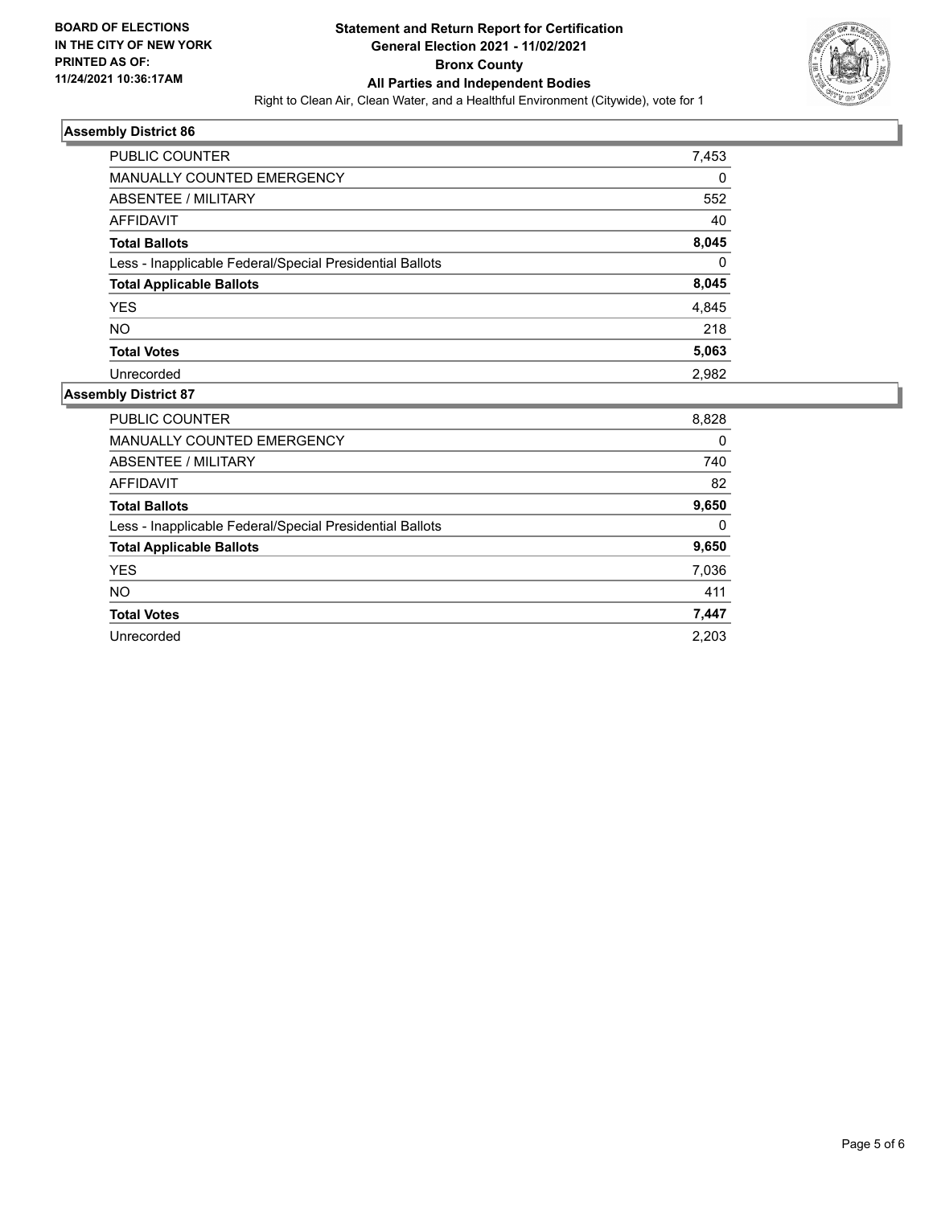**BOARD OF ELECTIONS IN THE CITY OF NEW YORK PRINTED AS OF: 11/24/2021 10:36:17AM**

# Statement and Return Report for Certification General Election 2021 - 11/02/2021 Bronx County All Parties and Independent Bodies

Right to Clean Air, Clean Water, and a Healthful Environment (Citywide), vote for 1

## Assembly District 86

| | |
|---|---|
| PUBLIC COUNTER | 7,453 |
| MANUALLY COUNTED EMERGENCY | 0 |
| ABSENTEE / MILITARY | 552 |
| AFFIDAVIT | 40 |
| **Total Ballots** | **8,045** |
| Less - Inapplicable Federal/Special Presidential Ballots | 0 |
| **Total Applicable Ballots** | **8,045** |
| YES | 4,845 |
| NO | 218 |
| **Total Votes** | **5,063** |
| Unrecorded | 2,982 |

## Assembly District 87

| | |
|---|---|
| PUBLIC COUNTER | 8,828 |
| MANUALLY COUNTED EMERGENCY | 0 |
| ABSENTEE / MILITARY | 740 |
| AFFIDAVIT | 82 |
| **Total Ballots** | **9,650** |
| Less - Inapplicable Federal/Special Presidential Ballots | 0 |
| **Total Applicable Ballots** | **9,650** |
| YES | 7,036 |
| NO | 411 |
| **Total Votes** | **7,447** |
| Unrecorded | 2,203 |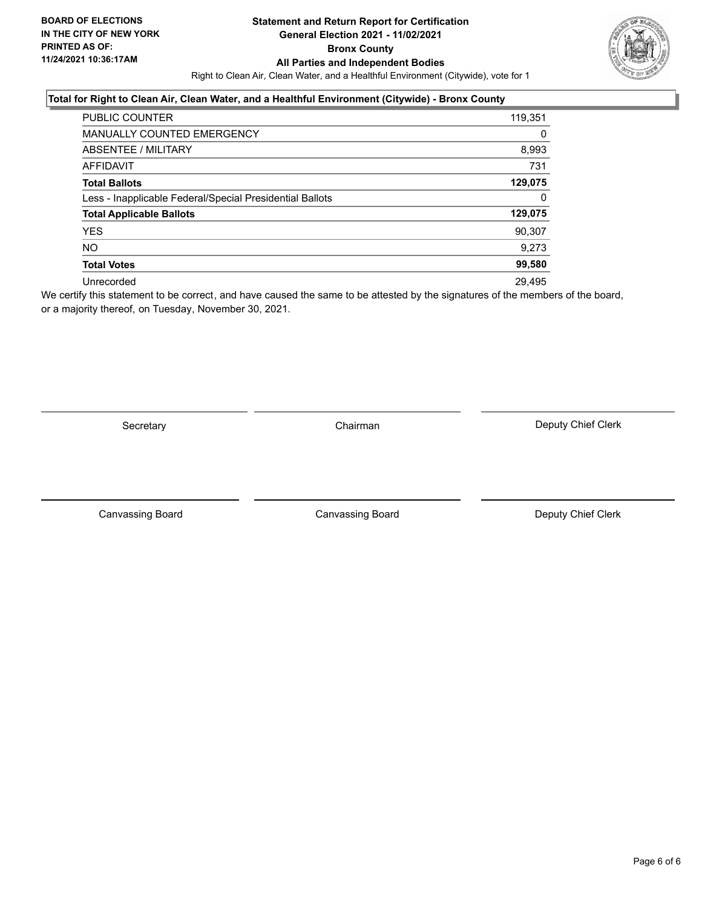**BOARD OF ELECTIONS IN THE CITY OF NEW YORK PRINTED AS OF: 11/24/2021 10:36:17AM**

# Statement and Return Report for Certification
## General Election 2021 - 11/02/2021
## Bronx County
## All Parties and Independent Bodies

Right to Clean Air, Clean Water, and a Healthful Environment (Citywide), vote for 1

### Total for Right to Clean Air, Clean Water, and a Healthful Environment (Citywide) - Bronx County

| | |
|---|---|
| PUBLIC COUNTER | 119,351 |
| MANUALLY COUNTED EMERGENCY | 0 |
| ABSENTEE / MILITARY | 8,993 |
| AFFIDAVIT | 731 |
| **Total Ballots** | **129,075** |
| Less - Inapplicable Federal/Special Presidential Ballots | 0 |
| **Total Applicable Ballots** | **129,075** |
| YES | 90,307 |
| NO | 9,273 |
| **Total Votes** | **99,580** |
| Unrecorded | 29,495 |

We certify this statement to be correct, and have caused the same to be attested by the signatures of the members of the board, or a majority thereof, on Tuesday, November 30, 2021.

Secretary

Chairman

Deputy Chief Clerk

Canvassing Board

Canvassing Board

Deputy Chief Clerk